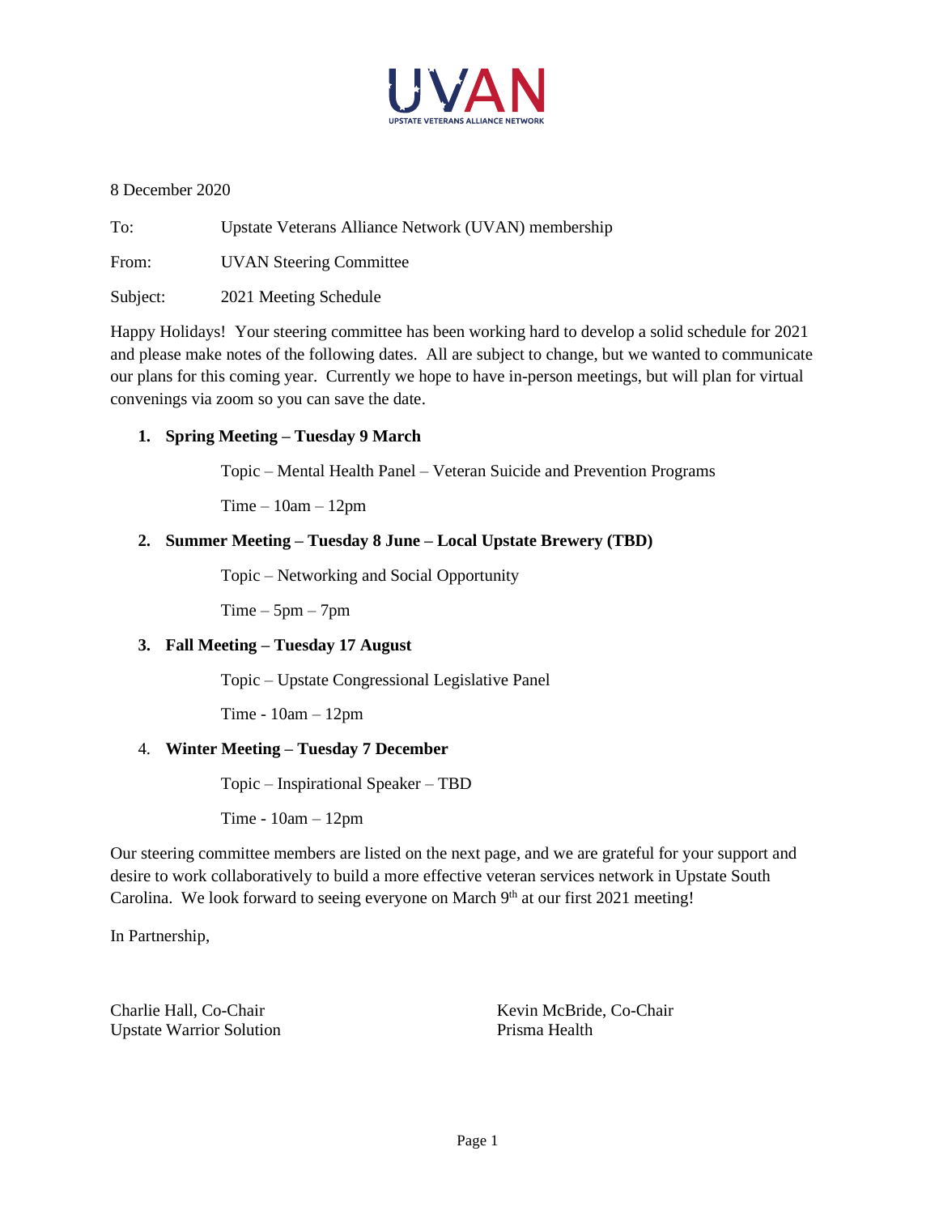UVAN

UPSTATE VETERANS ALLIANCE NETWORK

8 December 2020

To: Upstate Veterans Alliance Network (UVAN) membership

From: UVAN Steering Committee

Subject: 2021 Meeting Schedule

Happy Holidays! Your steering committee has been working hard to develop a solid schedule for 2021 and please make notes of the following dates. All are subject to change, but we wanted to communicate our plans for this coming year. Currently we hope to have in-person meetings, but will plan for virtual convenings via zoom so you can save the date.

1. **Spring Meeting – Tuesday 9 March**

   Topic – Mental Health Panel – Veteran Suicide and Prevention Programs

   Time – 10am – 12pm

2. **Summer Meeting – Tuesday 8 June – Local Upstate Brewery (TBD)**

   Topic – Networking and Social Opportunity

   Time – 5pm – 7pm

3. **Fall Meeting – Tuesday 17 August**

   Topic – Upstate Congressional Legislative Panel

   Time - 10am – 12pm

4. **Winter Meeting – Tuesday 7 December**

   Topic – Inspirational Speaker – TBD

   Time - 10am – 12pm

Our steering committee members are listed on the next page, and we are grateful for your support and desire to work collaboratively to build a more effective veteran services network in Upstate South Carolina. We look forward to seeing everyone on March 9th at our first 2021 meeting!

In Partnership,

Charlie Hall, Co-Chair
Upstate Warrior Solution

Kevin McBride, Co-Chair
Prisma Health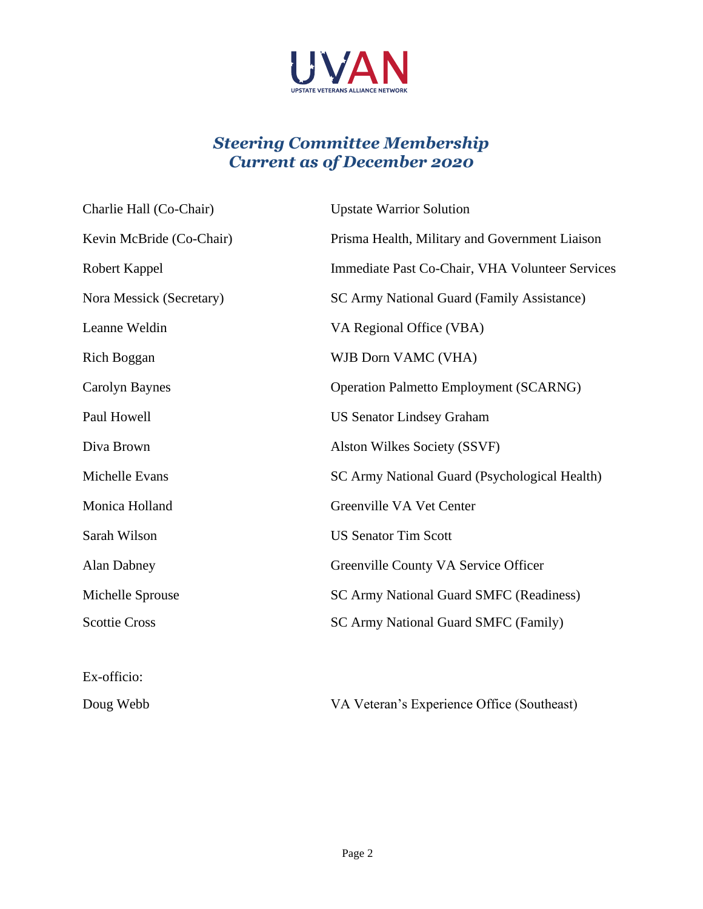UVAN

UPSTATE VETERANS ALLIANCE NETWORK

## *Steering Committee Membership*
## *Current as of December 2020*

| | |
|---|---|
| Charlie Hall (Co-Chair) | Upstate Warrior Solution |
| Kevin McBride (Co-Chair) | Prisma Health, Military and Government Liaison |
| Robert Kappel | Immediate Past Co-Chair, VHA Volunteer Services |
| Nora Messick (Secretary) | SC Army National Guard (Family Assistance) |
| Leanne Weldin | VA Regional Office (VBA) |
| Rich Boggan | WJB Dorn VAMC (VHA) |
| Carolyn Baynes | Operation Palmetto Employment (SCARNG) |
| Paul Howell | US Senator Lindsey Graham |
| Diva Brown | Alston Wilkes Society (SSVF) |
| Michelle Evans | SC Army National Guard (Psychological Health) |
| Monica Holland | Greenville VA Vet Center |
| Sarah Wilson | US Senator Tim Scott |
| Alan Dabney | Greenville County VA Service Officer |
| Michelle Sprouse | SC Army National Guard SMFC (Readiness) |
| Scottie Cross | SC Army National Guard SMFC (Family) |

Ex-officio:

| | |
|---|---|
| Doug Webb | VA Veteran's Experience Office (Southeast) |